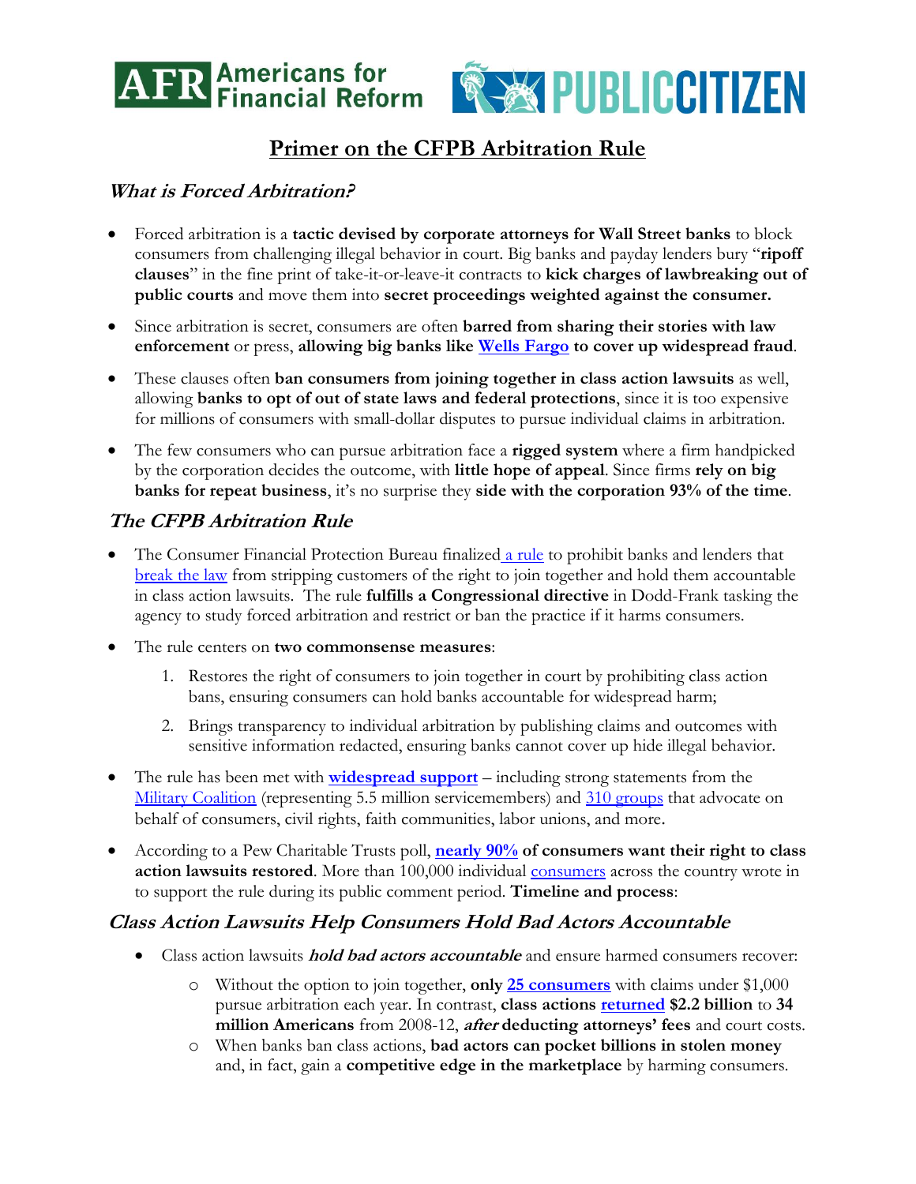AFR Americans for Financial Reform | PUBLIC CITIZEN

# Primer on the CFPB Arbitration Rule

## *What is Forced Arbitration?*

- Forced arbitration is a **tactic devised by corporate attorneys for Wall Street banks** to block consumers from challenging illegal behavior in court. Big banks and payday lenders bury "**ripoff clauses**" in the fine print of take-it-or-leave-it contracts to **kick charges of lawbreaking out of public courts** and move them into **secret proceedings weighted against the consumer.**
- Since arbitration is secret, consumers are often **barred from sharing their stories with law enforcement** or press, **allowing big banks like Wells Fargo to cover up widespread fraud**.
- These clauses often **ban consumers from joining together in class action lawsuits** as well, allowing **banks to opt of out of state laws and federal protections**, since it is too expensive for millions of consumers with small-dollar disputes to pursue individual claims in arbitration.
- The few consumers who can pursue arbitration face a **rigged system** where a firm handpicked by the corporation decides the outcome, with **little hope of appeal**. Since firms **rely on big banks for repeat business**, it's no surprise they **side with the corporation 93% of the time**.

## *The CFPB Arbitration Rule*

- The Consumer Financial Protection Bureau finalized a rule to prohibit banks and lenders that break the law from stripping customers of the right to join together and hold them accountable in class action lawsuits. The rule **fulfills a Congressional directive** in Dodd-Frank tasking the agency to study forced arbitration and restrict or ban the practice if it harms consumers.
- The rule centers on **two commonsense measures**:
  1. Restores the right of consumers to join together in court by prohibiting class action bans, ensuring consumers can hold banks accountable for widespread harm;
  2. Brings transparency to individual arbitration by publishing claims and outcomes with sensitive information redacted, ensuring banks cannot cover up hide illegal behavior.
- The rule has been met with **widespread support** – including strong statements from the Military Coalition (representing 5.5 million servicemembers) and 310 groups that advocate on behalf of consumers, civil rights, faith communities, labor unions, and more.
- According to a Pew Charitable Trusts poll, **nearly 90% of consumers want their right to class action lawsuits restored**. More than 100,000 individual consumers across the country wrote in to support the rule during its public comment period. **Timeline and process**:

## *Class Action Lawsuits Help Consumers Hold Bad Actors Accountable*

- Class action lawsuits ***hold bad actors accountable*** and ensure harmed consumers recover:
  - Without the option to join together, **only 25 consumers** with claims under $1,000 pursue arbitration each year. In contrast, **class actions returned $2.2 billion** to **34 million Americans** from 2008-12, ***after*** **deducting attorneys' fees** and court costs.
  - When banks ban class actions, **bad actors can pocket billions in stolen money** and, in fact, gain a **competitive edge in the marketplace** by harming consumers.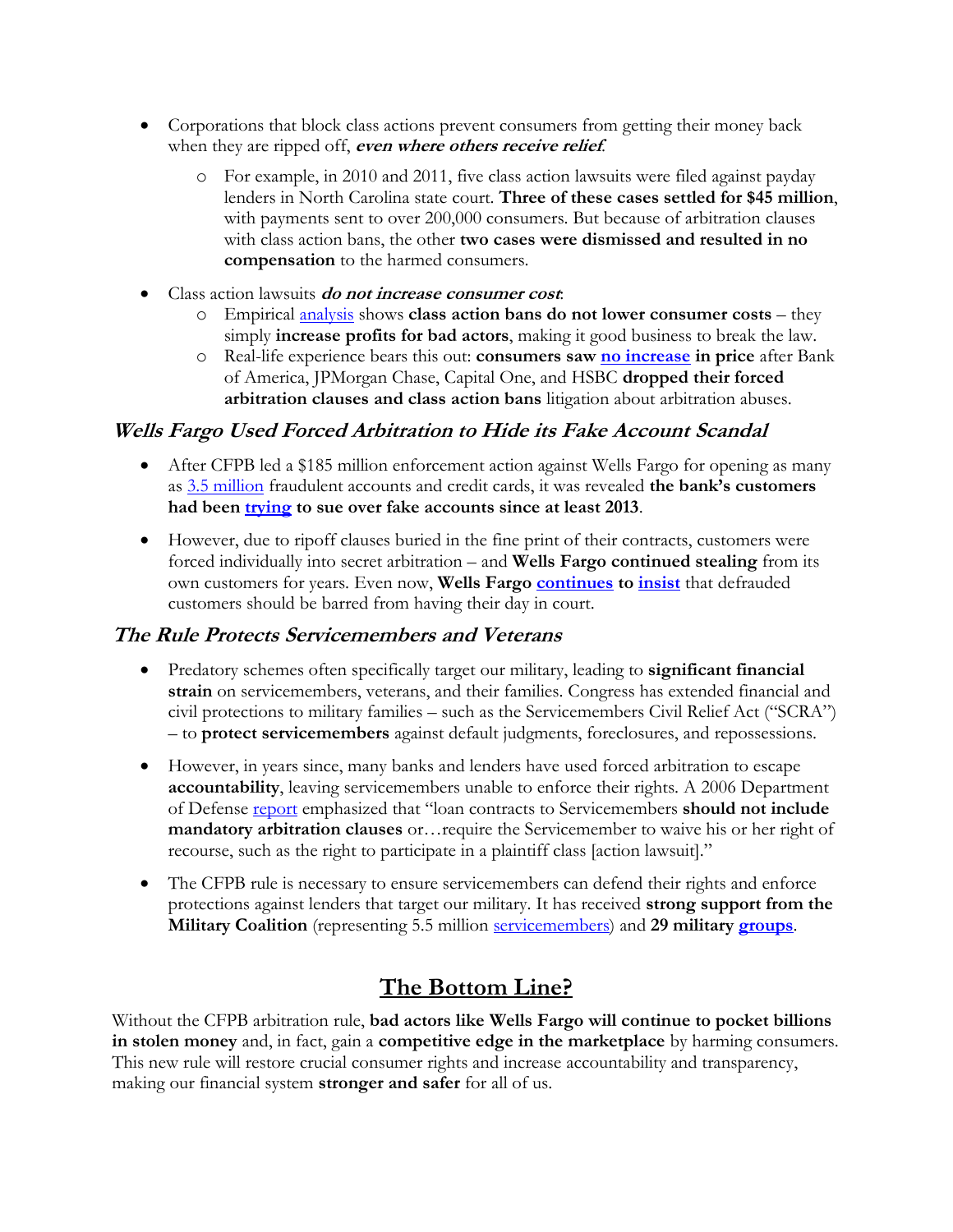- Corporations that block class actions prevent consumers from getting their money back when they are ripped off, ***even where others receive relief***.
    - For example, in 2010 and 2011, five class action lawsuits were filed against payday lenders in North Carolina state court. **Three of these cases settled for $45 million**, with payments sent to over 200,000 consumers. But because of arbitration clauses with class action bans, the other **two cases were dismissed and resulted in no compensation** to the harmed consumers.
- Class action lawsuits ***do not increase consumer cost***:
    - Empirical analysis shows **class action bans do not lower consumer costs** – they simply **increase profits for bad actors**, making it good business to break the law.
    - Real-life experience bears this out: **consumers saw no increase in price** after Bank of America, JPMorgan Chase, Capital One, and HSBC **dropped their forced arbitration clauses and class action bans** litigation about arbitration abuses.

## *Wells Fargo Used Forced Arbitration to Hide its Fake Account Scandal*

- After CFPB led a $185 million enforcement action against Wells Fargo for opening as many as 3.5 million fraudulent accounts and credit cards, it was revealed **the bank's customers had been trying to sue over fake accounts since at least 2013**.
- However, due to ripoff clauses buried in the fine print of their contracts, customers were forced individually into secret arbitration – and **Wells Fargo continued stealing** from its own customers for years. Even now, **Wells Fargo continues to insist** that defrauded customers should be barred from having their day in court.

## *The Rule Protects Servicemembers and Veterans*

- Predatory schemes often specifically target our military, leading to **significant financial strain** on servicemembers, veterans, and their families. Congress has extended financial and civil protections to military families – such as the Servicemembers Civil Relief Act ("SCRA") – to **protect servicemembers** against default judgments, foreclosures, and repossessions.
- However, in years since, many banks and lenders have used forced arbitration to escape **accountability**, leaving servicemembers unable to enforce their rights. A 2006 Department of Defense report emphasized that "loan contracts to Servicemembers **should not include mandatory arbitration clauses** or…require the Servicemember to waive his or her right of recourse, such as the right to participate in a plaintiff class [action lawsuit]."
- The CFPB rule is necessary to ensure servicemembers can defend their rights and enforce protections against lenders that target our military. It has received **strong support from the Military Coalition** (representing 5.5 million servicemembers) and **29 military groups**.

# The Bottom Line?

Without the CFPB arbitration rule, **bad actors like Wells Fargo will continue to pocket billions in stolen money** and, in fact, gain a **competitive edge in the marketplace** by harming consumers. This new rule will restore crucial consumer rights and increase accountability and transparency, making our financial system **stronger and safer** for all of us.